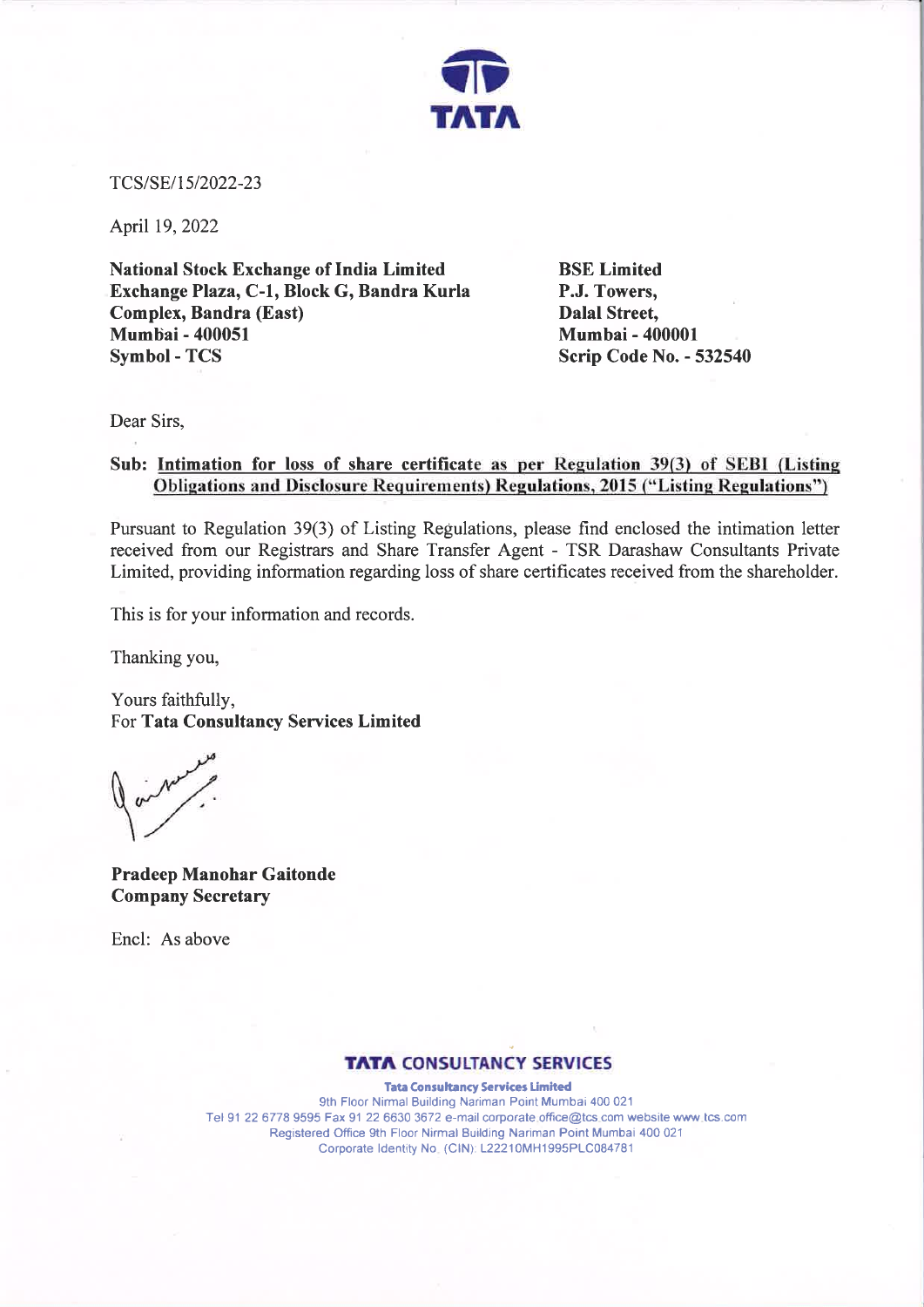TCS/SE/15/2022-23

April 19, 2022

**National Stock Exchange of India Limited**
**Exchange Plaza, C-1, Block G, Bandra Kurla Complex, Bandra (East)**
**Mumbai - 400051**
**Symbol - TCS**

**BSE Limited**
**P.J. Towers,**
**Dalal Street,**
**Mumbai - 400001**
**Scrip Code No. - 532540**

Dear Sirs,

**Sub: Intimation for loss of share certificate as per Regulation 39(3) of SEBI (Listing Obligations and Disclosure Requirements) Regulations, 2015 ("Listing Regulations")**

Pursuant to Regulation 39(3) of Listing Regulations, please find enclosed the intimation letter received from our Registrars and Share Transfer Agent - TSR Darashaw Consultants Private Limited, providing information regarding loss of share certificates received from the shareholder.

This is for your information and records.

Thanking you,

Yours faithfully,
For **Tata Consultancy Services Limited**

**Pradeep Manohar Gaitonde**
**Company Secretary**

Encl: As above

**TATA CONSULTANCY SERVICES**

**Tata Consultancy Services Limited**
9th Floor Nirmal Building Nariman Point Mumbai 400 021
Tel 91 22 6778 9595 Fax 91 22 6630 3672 e-mail corporate.office@tcs.com website www.tcs.com
Registered Office 9th Floor Nirmal Building Nariman Point Mumbai 400 021
Corporate Identity No. (CIN): L22210MH1995PLC084781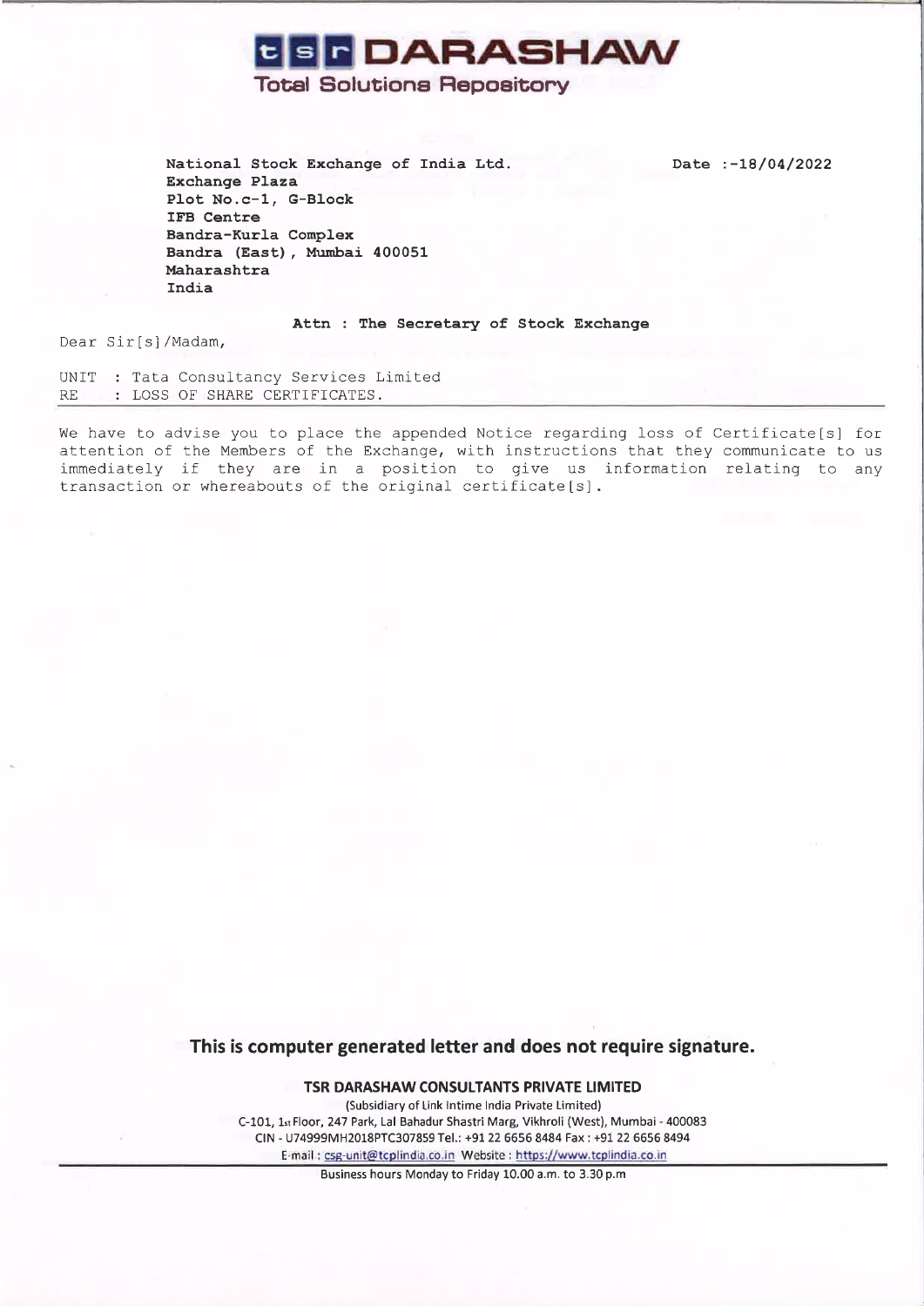# tsr DARASHAW

**Total Solutions Repository**

**National Stock Exchange of India Ltd.**
**Exchange Plaza**
**Plot No.c-1, G-Block**
**IFB Centre**
**Bandra-Kurla Complex**
**Bandra (East), Mumbai 400051**
**Maharashtra**
**India**

Date :-18/04/2022

**Attn : The Secretary of Stock Exchange**

Dear Sir[s]/Madam,

UNIT : Tata Consultancy Services Limited
RE : LOSS OF SHARE CERTIFICATES.

We have to advise you to place the appended Notice regarding loss of Certificate[s] for attention of the Members of the Exchange, with instructions that they communicate to us immediately if they are in a position to give us information relating to any transaction or whereabouts of the original certificate[s].

**This is computer generated letter and does not require signature.**

**TSR DARASHAW CONSULTANTS PRIVATE LIMITED**
(Subsidiary of Link Intime India Private Limited)
C-101, 1st Floor, 247 Park, Lal Bahadur Shastri Marg, Vikhroli (West), Mumbai - 400083
CIN - U74999MH2018PTC307859 Tel.: +91 22 6656 8484 Fax : +91 22 6656 8494
E-mail : csg-unit@tcplindia.co.in Website : https://www.tcplindia.co.in

Business hours Monday to Friday 10.00 a.m. to 3.30 p.m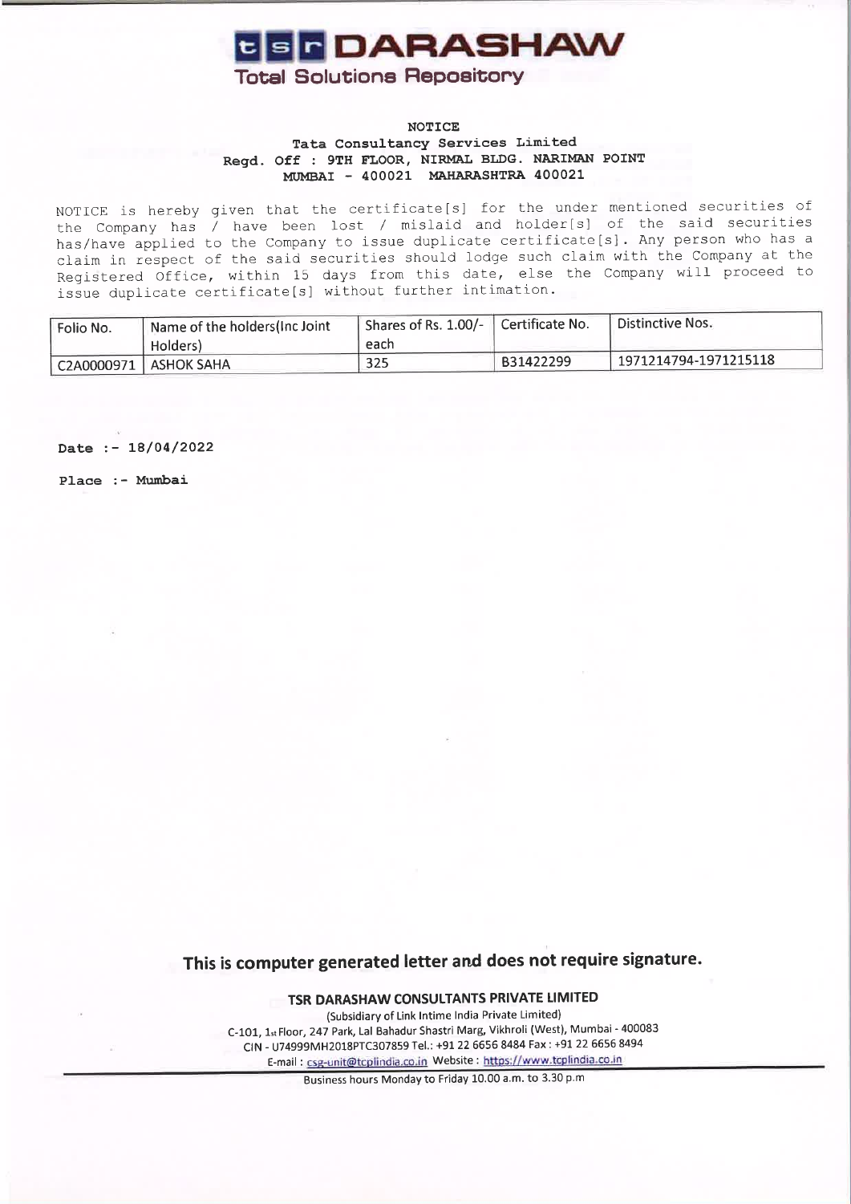# tsr DARASHAW

**Total Solutions Repository**

**NOTICE**

**Tata Consultancy Services Limited**

**Regd. Off : 9TH FLOOR, NIRMAL BLDG. NARIMAN POINT MUMBAI - 400021 MAHARASHTRA 400021**

NOTICE is hereby given that the certificate[s] for the under mentioned securities of the Company has / have been lost / mislaid and holder[s] of the said securities has/have applied to the Company to issue duplicate certificate[s]. Any person who has a claim in respect of the said securities should lodge such claim with the Company at the Registered Office, within 15 days from this date, else the Company will proceed to issue duplicate certificate[s] without further intimation.

| Folio No. | Name of the holders(Inc Joint Holders) | Shares of Rs. 1.00/- each | Certificate No. | Distinctive Nos. |
|---|---|---|---|---|
| C2A0000971 | ASHOK SAHA | 325 | B31422299 | 1971214794-1971215118 |

**Date :- 18/04/2022**

**Place :- Mumbai**

**This is computer generated letter and does not require signature.**

**TSR DARASHAW CONSULTANTS PRIVATE LIMITED**

(Subsidiary of Link Intime India Private Limited)

C-101, 1st Floor, 247 Park, Lal Bahadur Shastri Marg, Vikhroli (West), Mumbai - 400083

CIN - U74999MH2018PTC307859 Tel.: +91 22 6656 8484 Fax : +91 22 6656 8494

E-mail : csg-unit@tcplindia.co.in Website : https://www.tcplindia.co.in

Business hours Monday to Friday 10.00 a.m. to 3.30 p.m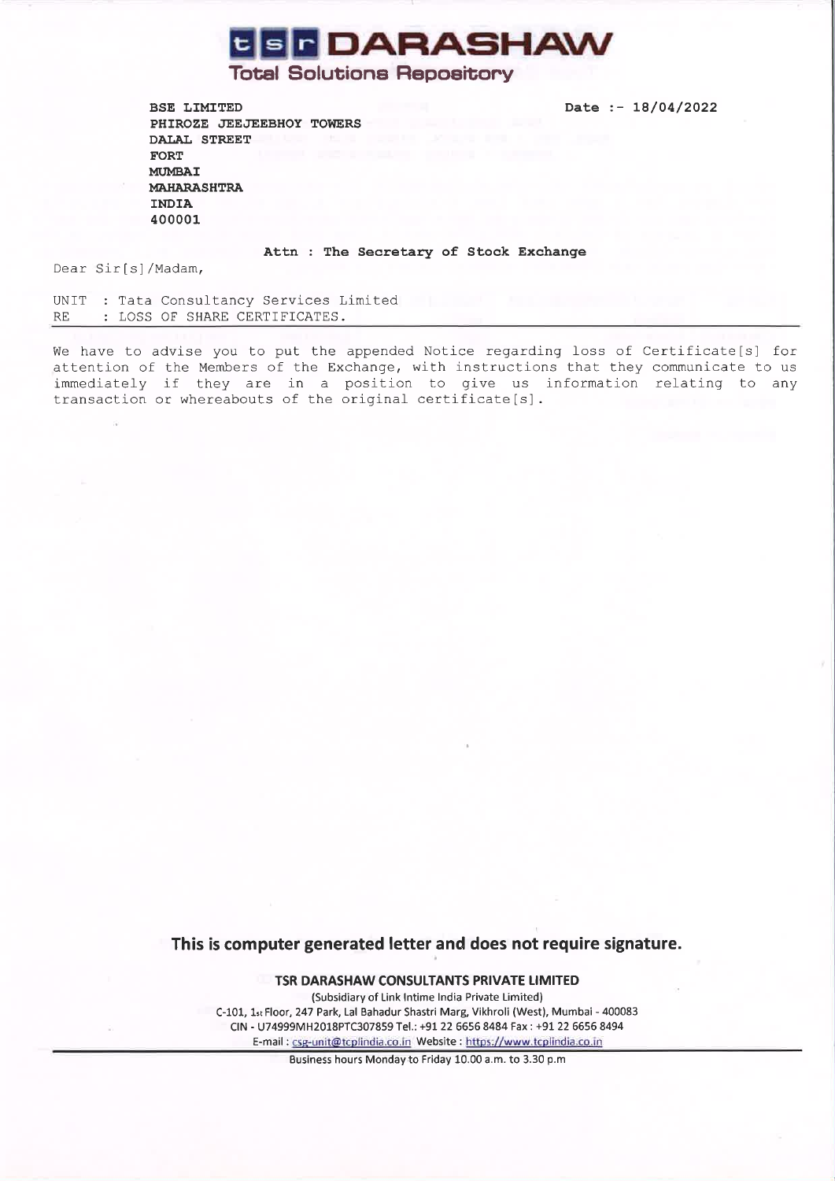# tsr DARASHAW

**Total Solutions Repository**

**BSE LIMITED**
**PHIROZE JEEJEEBHOY TOWERS**
**DALAL STREET**
**FORT**
**MUMBAI**
**MAHARASHTRA**
**INDIA**
**400001**

**Date :- 18/04/2022**

**Attn : The Secretary of Stock Exchange**

Dear Sir[s]/Madam,

UNIT : Tata Consultancy Services Limited
RE : LOSS OF SHARE CERTIFICATES.

---

We have to advise you to put the appended Notice regarding loss of Certificate[s] for attention of the Members of the Exchange, with instructions that they communicate to us immediately if they are in a position to give us information relating to any transaction or whereabouts of the original certificate[s].

**This is computer generated letter and does not require signature.**

**TSR DARASHAW CONSULTANTS PRIVATE LIMITED**
(Subsidiary of Link Intime India Private Limited)
C-101, 1st Floor, 247 Park, Lal Bahadur Shastri Marg, Vikhroli (West), Mumbai - 400083
CIN - U74999MH2018PTC307859 Tel.: +91 22 6656 8484 Fax : +91 22 6656 8494
E-mail : csg-unit@tcplindia.co.in Website : https://www.tcplindia.co.in

Business hours Monday to Friday 10.00 a.m. to 3.30 p.m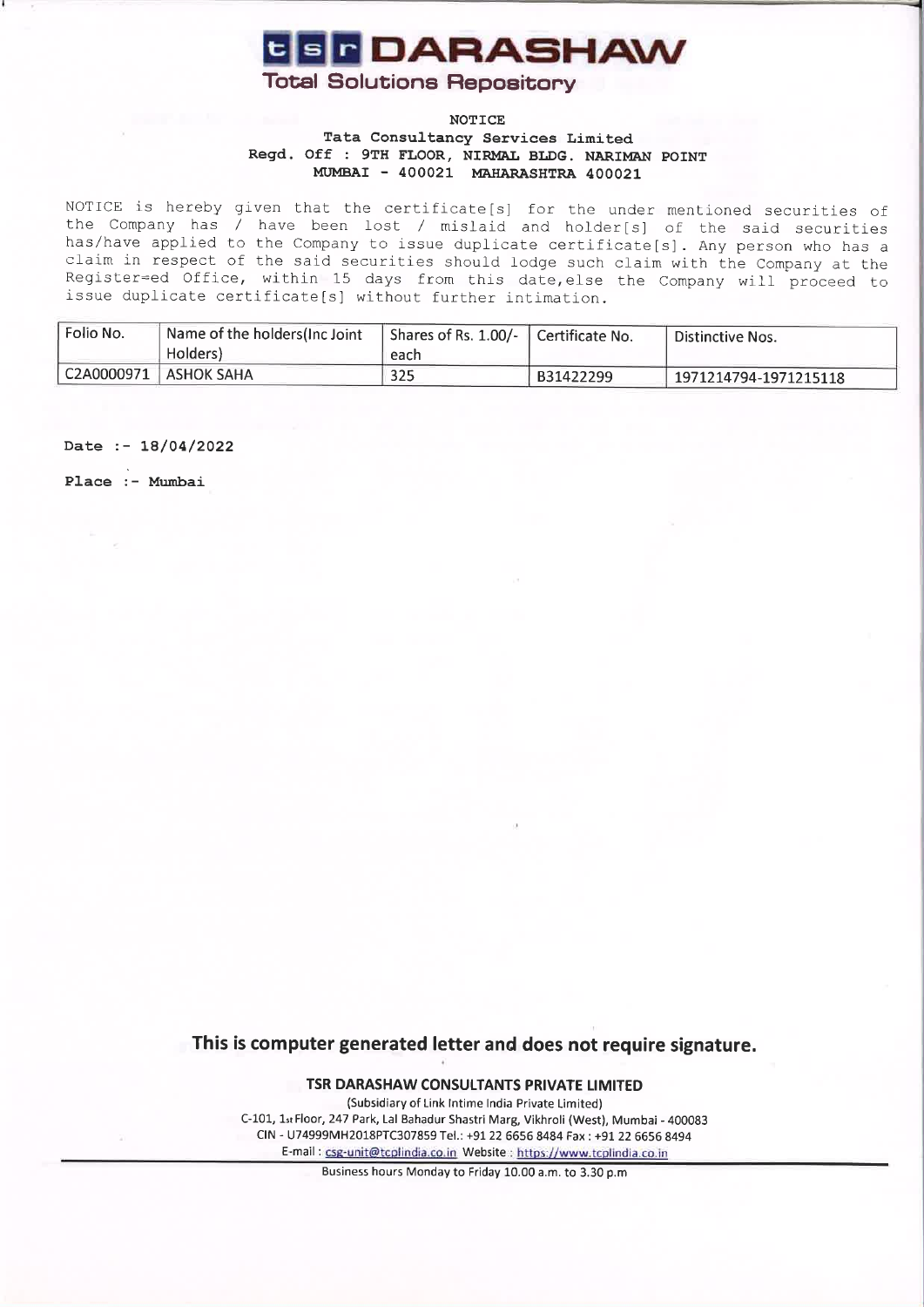# tsr DARASHAW

**Total Solutions Repository**

NOTICE

**Tata Consultancy Services Limited**
**Regd. Off : 9TH FLOOR, NIRMAL BLDG. NARIMAN POINT**
**MUMBAI - 400021 MAHARASHTRA 400021**

NOTICE is hereby given that the certificate[s] for the under mentioned securities of the Company has / have been lost / mislaid and holder[s] of the said securities has/have applied to the Company to issue duplicate certificate[s]. Any person who has a claim in respect of the said securities should lodge such claim with the Company at the Register=ed Office, within 15 days from this date,else the Company will proceed to issue duplicate certificate[s] without further intimation.

| Folio No. | Name of the holders(Inc Joint Holders) | Shares of Rs. 1.00/- each | Certificate No. | Distinctive Nos. |
|---|---|---|---|---|
| C2A0000971 | ASHOK SAHA | 325 | B31422299 | 1971214794-1971215118 |

**Date :- 18/04/2022**

**Place :- Mumbai**

**This is computer generated letter and does not require signature.**

**TSR DARASHAW CONSULTANTS PRIVATE LIMITED**

(Subsidiary of Link Intime India Private Limited)

C-101, 1st Floor, 247 Park, Lal Bahadur Shastri Marg, Vikhroli (West), Mumbai - 400083

CIN - U74999MH2018PTC307859 Tel.: +91 22 6656 8484 Fax : +91 22 6656 8494

E-mail : csg-unit@tcplindia.co.in Website : https://www.tcplindia.co.in

Business hours Monday to Friday 10.00 a.m. to 3.30 p.m